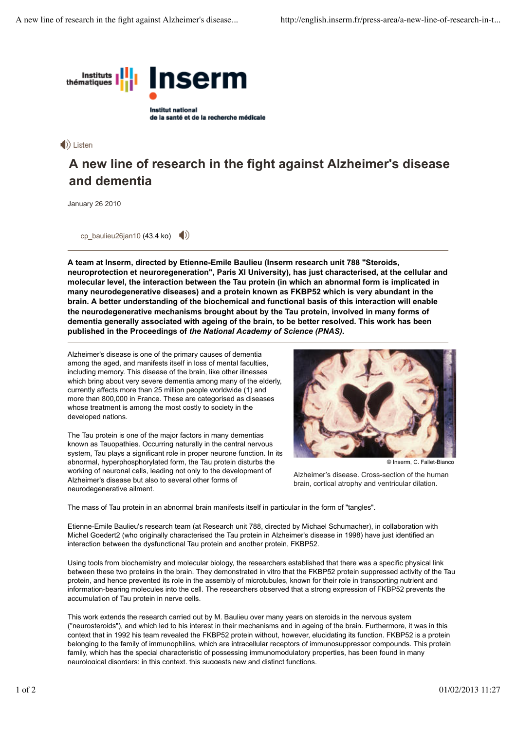# A new line of research in the fight against Alzheimer's disease and dementia

January 26 2010

cp_baulieu26jan10 (43.4 ko)

**A team at Inserm, directed by Etienne-Emile Baulieu (Inserm research unit 788 "Steroids, neuroprotection et neuroregeneration", Paris XI University), has just characterised, at the cellular and molecular level, the interaction between the Tau protein (in which an abnormal form is implicated in many neurodegenerative diseases) and a protein known as FKBP52 which is very abundant in the brain. A better understanding of the biochemical and functional basis of this interaction will enable the neurodegenerative mechanisms brought about by the Tau protein, involved in many forms of dementia generally associated with ageing of the brain, to be better resolved. This work has been published in the Proceedings of *the National Academy of Science (PNAS)*.**

Alzheimer's disease is one of the primary causes of dementia among the aged, and manifests itself in loss of mental faculties, including memory. This disease of the brain, like other illnesses which bring about very severe dementia among many of the elderly, currently affects more than 25 million people worldwide (1) and more than 800,000 in France. These are categorised as diseases whose treatment is among the most costly to society in the developed nations.

The Tau protein is one of the major factors in many dementias known as Tauopathies. Occurring naturally in the central nervous system, Tau plays a significant role in proper neurone function. In its abnormal, hyperphosphorylated form, the Tau protein disturbs the working of neuronal cells, leading not only to the development of Alzheimer's disease but also to several other forms of neurodegenerative ailment.

© Inserm, C. Fallet-Bianco

Alzheimer's disease. Cross-section of the human brain, cortical atrophy and ventricular dilation.

The mass of Tau protein in an abnormal brain manifests itself in particular in the form of "tangles".

Etienne-Emile Baulieu's research team (at Research unit 788, directed by Michael Schumacher), in collaboration with Michel Goedert2 (who originally characterised the Tau protein in Alzheimer's disease in 1998) have just identified an interaction between the dysfunctional Tau protein and another protein, FKBP52.

Using tools from biochemistry and molecular biology, the researchers established that there was a specific physical link between these two proteins in the brain. They demonstrated in vitro that the FKBP52 protein suppressed activity of the Tau protein, and hence prevented its role in the assembly of microtubules, known for their role in transporting nutrient and information-bearing molecules into the cell. The researchers observed that a strong expression of FKBP52 prevents the accumulation of Tau protein in nerve cells.

This work extends the research carried out by M. Baulieu over many years on steroids in the nervous system ("neurosteroids"), and which led to his interest in their mechanisms and in ageing of the brain. Furthermore, it was in this context that in 1992 his team revealed the FKBP52 protein without, however, elucidating its function. FKBP52 is a protein belonging to the family of immunophilins, which are intracellular receptors of immunosuppressor compounds. This protein family, which has the special characteristic of possessing immunomodulatory properties, has been found in many neurological disorders: in this context, this suggests new and distinct functions.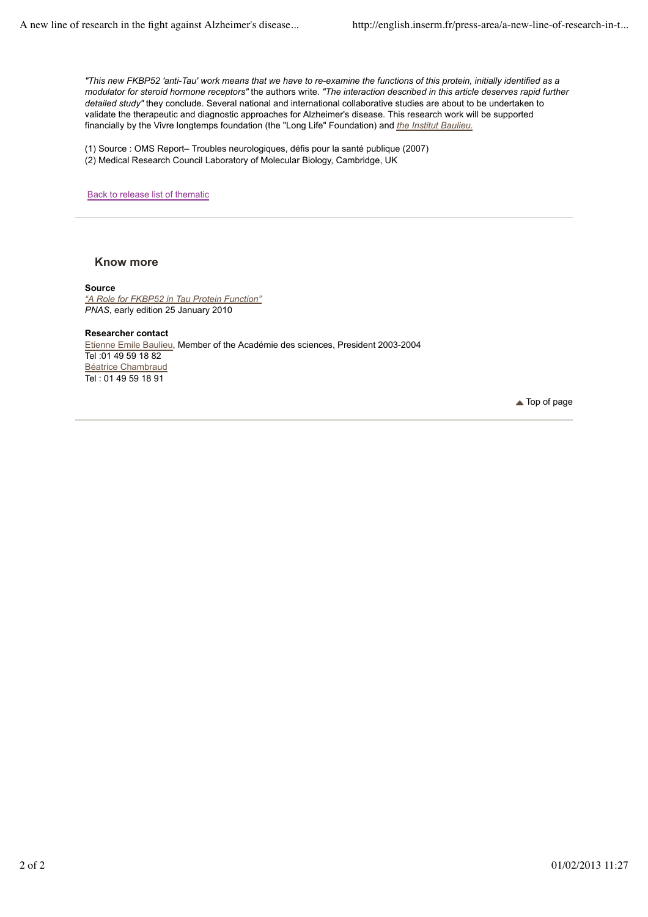*"This new FKBP52 'anti-Tau' work means that we have to re-examine the functions of this protein, initially identified as a modulator for steroid hormone receptors"* the authors write. *"The interaction described in this article deserves rapid further detailed study"* they conclude. Several national and international collaborative studies are about to be undertaken to validate the therapeutic and diagnostic approaches for Alzheimer's disease. This research work will be supported financially by the Vivre longtemps foundation (the "Long Life" Foundation) and *the Institut Baulieu.*

(1) Source : OMS Report– Troubles neurologiques, défis pour la santé publique (2007)
(2) Medical Research Council Laboratory of Molecular Biology, Cambridge, UK

Back to release list of thematic

## Know more

**Source**
*"A Role for FKBP52 in Tau Protein Function"*
*PNAS*, early edition 25 January 2010

**Researcher contact**
Etienne Emile Baulieu, Member of the Académie des sciences, President 2003-2004
Tel :01 49 59 18 82
Béatrice Chambraud
Tel : 01 49 59 18 91

Top of page